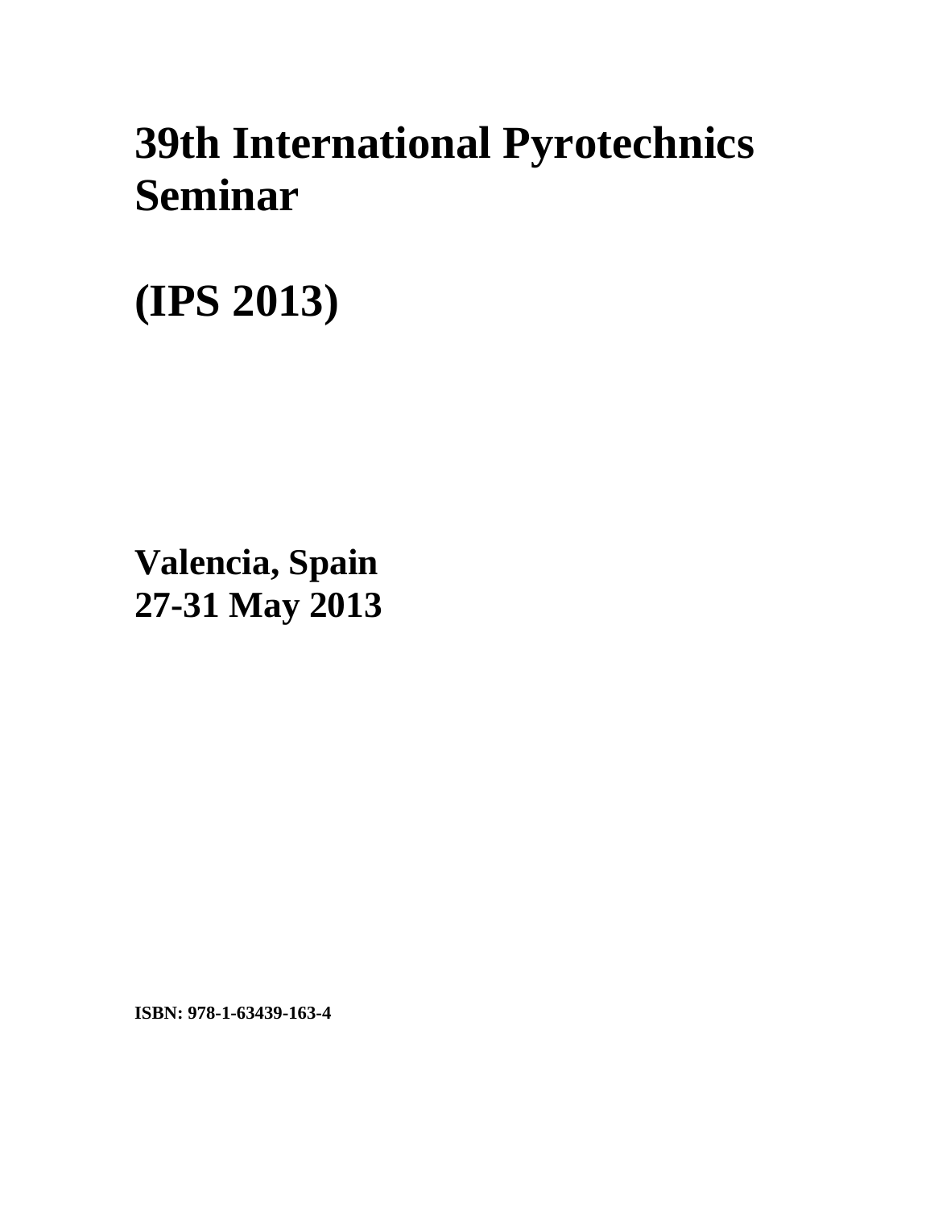# 39th International Pyrotechnics Seminar

# (IPS 2013)

**Valencia, Spain**
**27-31 May 2013**

**ISBN: 978-1-63439-163-4**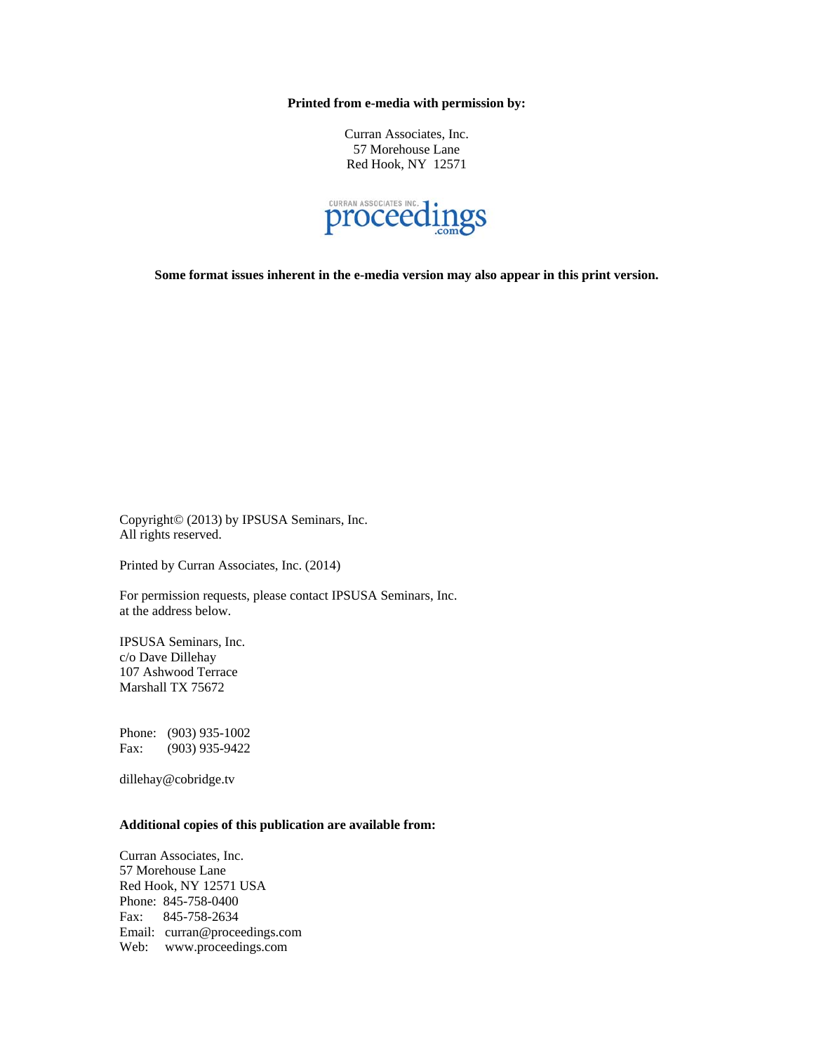**Printed from e-media with permission by:**

Curran Associates, Inc.
57 Morehouse Lane
Red Hook, NY 12571

**Some format issues inherent in the e-media version may also appear in this print version.**

Copyright© (2013) by IPSUSA Seminars, Inc.
All rights reserved.

Printed by Curran Associates, Inc. (2014)

For permission requests, please contact IPSUSA Seminars, Inc.
at the address below.

IPSUSA Seminars, Inc.
c/o Dave Dillehay
107 Ashwood Terrace
Marshall TX 75672

Phone: (903) 935-1002
Fax: (903) 935-9422

dillehay@cobridge.tv

**Additional copies of this publication are available from:**

Curran Associates, Inc.
57 Morehouse Lane
Red Hook, NY 12571 USA
Phone: 845-758-0400
Fax: 845-758-2634
Email: curran@proceedings.com
Web: www.proceedings.com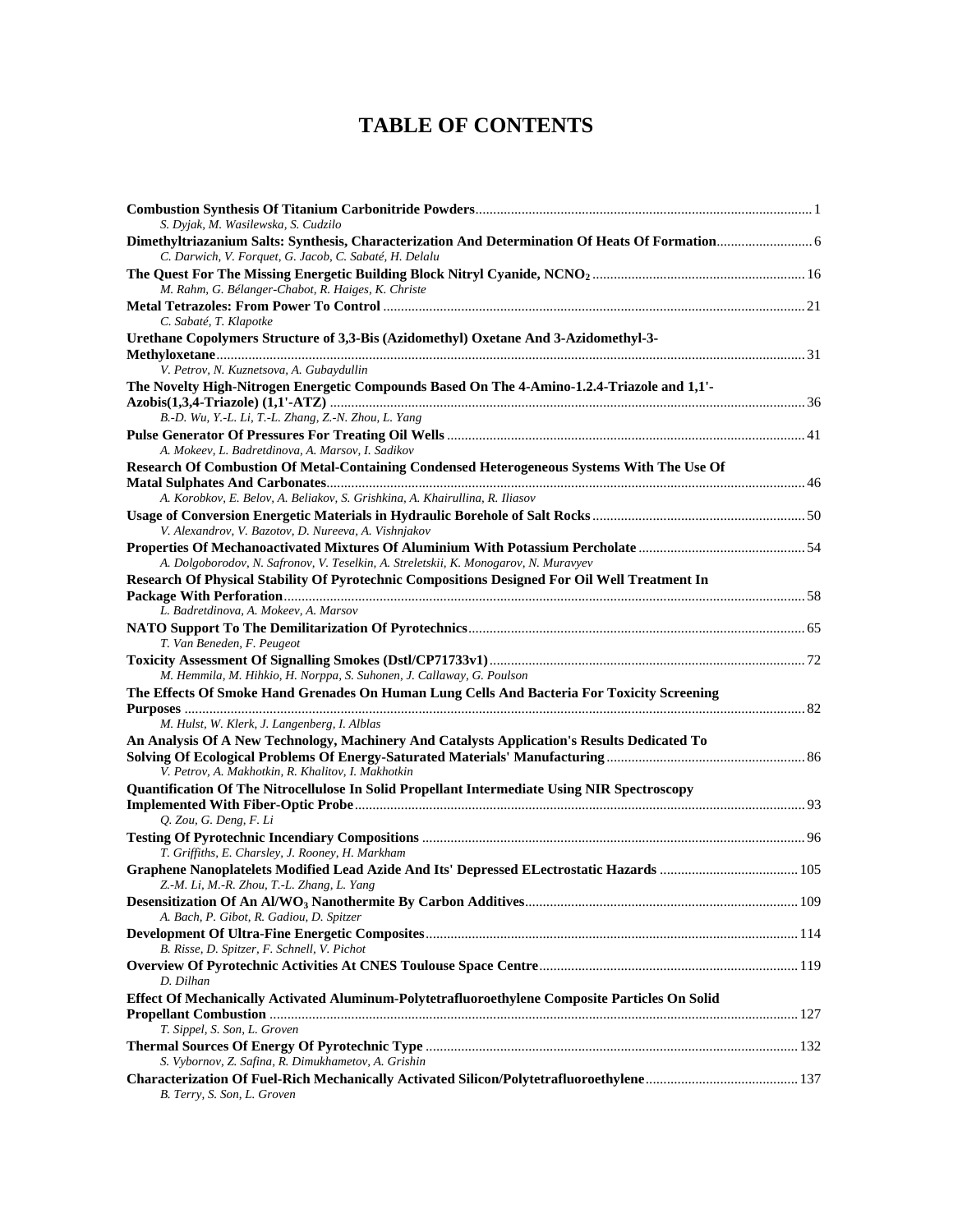# TABLE OF CONTENTS

**Combustion Synthesis Of Titanium Carbonitride Powders** ... 1
*S. Dyjak, M. Wasilewska, S. Cudzilo*

**Dimethyltriazanium Salts: Synthesis, Characterization And Determination Of Heats Of Formation** ... 6
*C. Darwich, V. Forquet, G. Jacob, C. Sabaté, H. Delalu*

**The Quest For The Missing Energetic Building Block Nitryl Cyanide, $NCNO_2$** ... 16
*M. Rahm, G. Bélanger-Chabot, R. Haiges, K. Christe*

**Metal Tetrazoles: From Power To Control** ... 21
*C. Sabaté, T. Klapotke*

**Urethane Copolymers Structure of 3,3-Bis (Azidomethyl) Oxetane And 3-Azidomethyl-3-Methyloxetane** ... 31
*V. Petrov, N. Kuznetsova, A. Gubaydullin*

**The Novelty High-Nitrogen Energetic Compounds Based On The 4-Amino-1.2.4-Triazole and 1,1'-Azobis(1,3,4-Triazole) (1,1'-ATZ)** ... 36
*B.-D. Wu, Y.-L. Li, T.-L. Zhang, Z.-N. Zhou, L. Yang*

**Pulse Generator Of Pressures For Treating Oil Wells** ... 41
*A. Mokeev, L. Badretdinova, A. Marsov, I. Sadikov*

**Research Of Combustion Of Metal-Containing Condensed Heterogeneous Systems With The Use Of Matal Sulphates And Carbonates** ... 46
*A. Korobkov, E. Belov, A. Beliakov, S. Grishkina, A. Khairullina, R. Iliasov*

**Usage of Conversion Energetic Materials in Hydraulic Borehole of Salt Rocks** ... 50
*V. Alexandrov, V. Bazotov, D. Nureeva, A. Vishnjakov*

**Properties Of Mechanoactivated Mixtures Of Aluminium With Potassium Percholate** ... 54
*A. Dolgoborodov, N. Safronov, V. Teselkin, A. Streletskii, K. Monogarov, N. Muravyev*

**Research Of Physical Stability Of Pyrotechnic Compositions Designed For Oil Well Treatment In Package With Perforation** ... 58
*L. Badretdinova, A. Mokeev, A. Marsov*

**NATO Support To The Demilitarization Of Pyrotechnics** ... 65
*T. Van Beneden, F. Peugeot*

**Toxicity Assessment Of Signalling Smokes (Dstl/CP71733v1)** ... 72
*M. Hemmila, M. Hihkio, H. Norppa, S. Suhonen, J. Callaway, G. Poulson*

**The Effects Of Smoke Hand Grenades On Human Lung Cells And Bacteria For Toxicity Screening Purposes** ... 82
*M. Hulst, W. Klerk, J. Langenberg, I. Alblas*

**An Analysis Of A New Technology, Machinery And Catalysts Application's Results Dedicated To Solving Of Ecological Problems Of Energy-Saturated Materials' Manufacturing** ... 86
*V. Petrov, A. Makhotkin, R. Khalitov, I. Makhotkin*

**Quantification Of The Nitrocellulose In Solid Propellant Intermediate Using NIR Spectroscopy Implemented With Fiber-Optic Probe** ... 93
*Q. Zou, G. Deng, F. Li*

**Testing Of Pyrotechnic Incendiary Compositions** ... 96
*T. Griffiths, E. Charsley, J. Rooney, H. Markham*

**Graphene Nanoplatelets Modified Lead Azide And Its' Depressed ELectrostatic Hazards** ... 105
*Z.-M. Li, M.-R. Zhou, T.-L. Zhang, L. Yang*

**Desensitization Of An Al/$WO_3$ Nanothermite By Carbon Additives** ... 109
*A. Bach, P. Gibot, R. Gadiou, D. Spitzer*

**Development Of Ultra-Fine Energetic Composites** ... 114
*B. Risse, D. Spitzer, F. Schnell, V. Pichot*

**Overview Of Pyrotechnic Activities At CNES Toulouse Space Centre** ... 119
*D. Dilhan*

**Effect Of Mechanically Activated Aluminum-Polytetrafluoroethylene Composite Particles On Solid Propellant Combustion** ... 127
*T. Sippel, S. Son, L. Groven*

**Thermal Sources Of Energy Of Pyrotechnic Type** ... 132
*S. Vybornov, Z. Safina, R. Dimukhametov, A. Grishin*

**Characterization Of Fuel-Rich Mechanically Activated Silicon/Polytetrafluoroethylene** ... 137
*B. Terry, S. Son, L. Groven*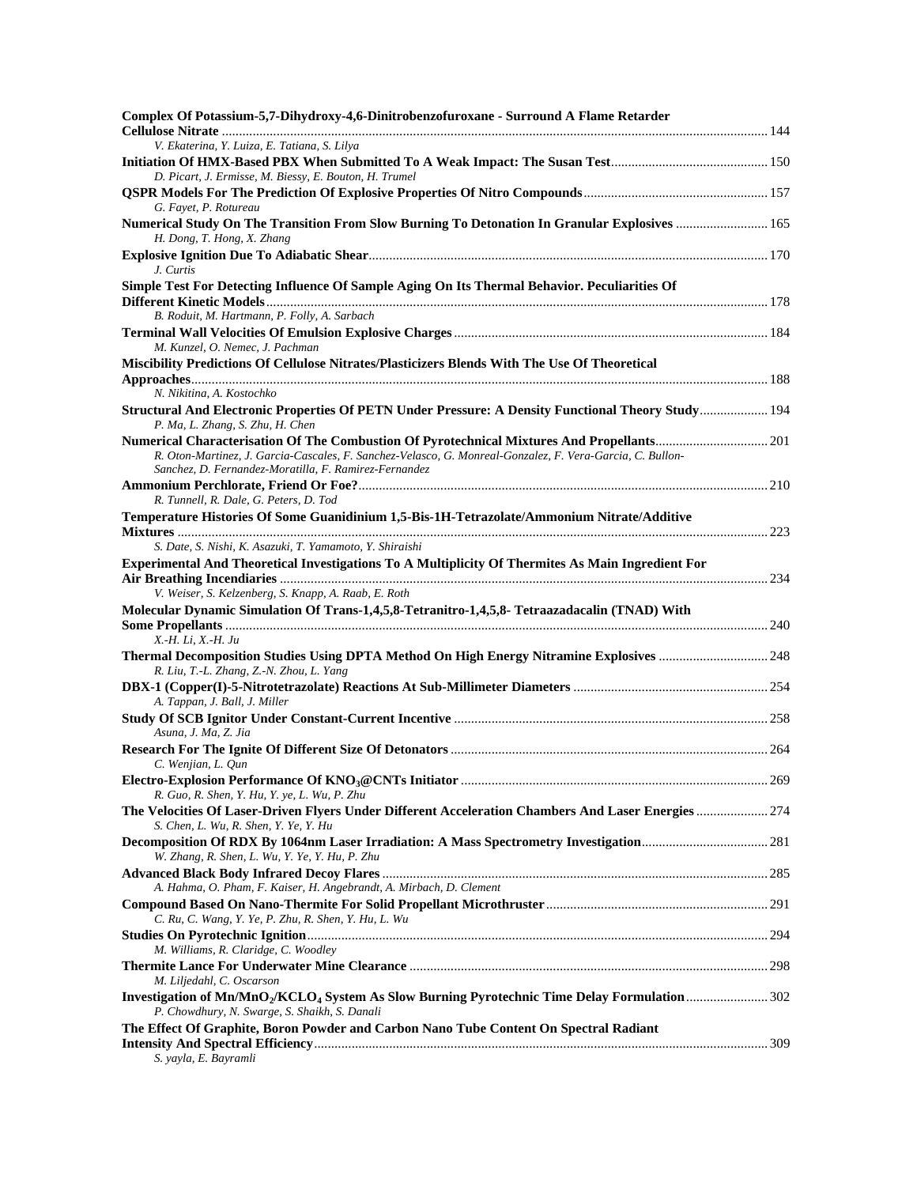**Complex Of Potassium-5,7-Dihydroxy-4,6-Dinitrobenzofuroxane - Surround A Flame Retarder Cellulose Nitrate** ............ 144
*V. Ekaterina, Y. Luiza, E. Tatiana, S. Lilya*

**Initiation Of HMX-Based PBX When Submitted To A Weak Impact: The Susan Test** ............ 150
*D. Picart, J. Ermisse, M. Biessy, E. Bouton, H. Trumel*

**QSPR Models For The Prediction Of Explosive Properties Of Nitro Compounds** ............ 157
*G. Fayet, P. Rotureau*

**Numerical Study On The Transition From Slow Burning To Detonation In Granular Explosives** ............ 165
*H. Dong, T. Hong, X. Zhang*

**Explosive Ignition Due To Adiabatic Shear** ............ 170
*J. Curtis*

**Simple Test For Detecting Influence Of Sample Aging On Its Thermal Behavior. Peculiarities Of Different Kinetic Models** ............ 178
*B. Roduit, M. Hartmann, P. Folly, A. Sarbach*

**Terminal Wall Velocities Of Emulsion Explosive Charges** ............ 184
*M. Kunzel, O. Nemec, J. Pachman*

**Miscibility Predictions Of Cellulose Nitrates/Plasticizers Blends With The Use Of Theoretical Approaches** ............ 188
*N. Nikitina, A. Kostochko*

**Structural And Electronic Properties Of PETN Under Pressure: A Density Functional Theory Study** ............ 194
*P. Ma, L. Zhang, S. Zhu, H. Chen*

**Numerical Characterisation Of The Combustion Of Pyrotechnical Mixtures And Propellants** ............ 201
*R. Oton-Martinez, J. Garcia-Cascales, F. Sanchez-Velasco, G. Monreal-Gonzalez, F. Vera-Garcia, C. Bullon-Sanchez, D. Fernandez-Moratilla, F. Ramirez-Fernandez*

**Ammonium Perchlorate, Friend Or Foe?** ............ 210
*R. Tunnell, R. Dale, G. Peters, D. Tod*

**Temperature Histories Of Some Guanidinium 1,5-Bis-1H-Tetrazolate/Ammonium Nitrate/Additive Mixtures** ............ 223
*S. Date, S. Nishi, K. Asazuki, T. Yamamoto, Y. Shiraishi*

**Experimental And Theoretical Investigations To A Multiplicity Of Thermites As Main Ingredient For Air Breathing Incendiaries** ............ 234
*V. Weiser, S. Kelzenberg, S. Knapp, A. Raab, E. Roth*

**Molecular Dynamic Simulation Of Trans-1,4,5,8-Tetranitro-1,4,5,8- Tetraazadacalin (TNAD) With Some Propellants** ............ 240
*X.-H. Li, X.-H. Ju*

**Thermal Decomposition Studies Using DPTA Method On High Energy Nitramine Explosives** ............ 248
*R. Liu, T.-L. Zhang, Z.-N. Zhou, L. Yang*

**DBX-1 (Copper(I)-5-Nitrotetrazolate) Reactions At Sub-Millimeter Diameters** ............ 254
*A. Tappan, J. Ball, J. Miller*

**Study Of SCB Ignitor Under Constant-Current Incentive** ............ 258
*Asuna, J. Ma, Z. Jia*

**Research For The Ignite Of Different Size Of Detonators** ............ 264
*C. Wenjian, L. Qun*

**Electro-Explosion Performance Of $KNO_3$@CNTs Initiator** ............ 269
*R. Guo, R. Shen, Y. Hu, Y. ye, L. Wu, P. Zhu*

**The Velocities Of Laser-Driven Flyers Under Different Acceleration Chambers And Laser Energies** ............ 274
*S. Chen, L. Wu, R. Shen, Y. Ye, Y. Hu*

**Decomposition Of RDX By 1064nm Laser Irradiation: A Mass Spectrometry Investigation** ............ 281
*W. Zhang, R. Shen, L. Wu, Y. Ye, Y. Hu, P. Zhu*

**Advanced Black Body Infrared Decoy Flares** ............ 285
*A. Hahma, O. Pham, F. Kaiser, H. Angebrandt, A. Mirbach, D. Clement*

**Compound Based On Nano-Thermite For Solid Propellant Microthruster** ............ 291
*C. Ru, C. Wang, Y. Ye, P. Zhu, R. Shen, Y. Hu, L. Wu*

**Studies On Pyrotechnic Ignition** ............ 294
*M. Williams, R. Claridge, C. Woodley*

**Thermite Lance For Underwater Mine Clearance** ............ 298
*M. Liljedahl, C. Oscarson*

**Investigation of Mn/$MnO_2$/$KCLO_4$ System As Slow Burning Pyrotechnic Time Delay Formulation** ............ 302
*P. Chowdhury, N. Swarge, S. Shaikh, S. Danali*

**The Effect Of Graphite, Boron Powder and Carbon Nano Tube Content On Spectral Radiant Intensity And Spectral Efficiency** ............ 309
*S. yayla, E. Bayramli*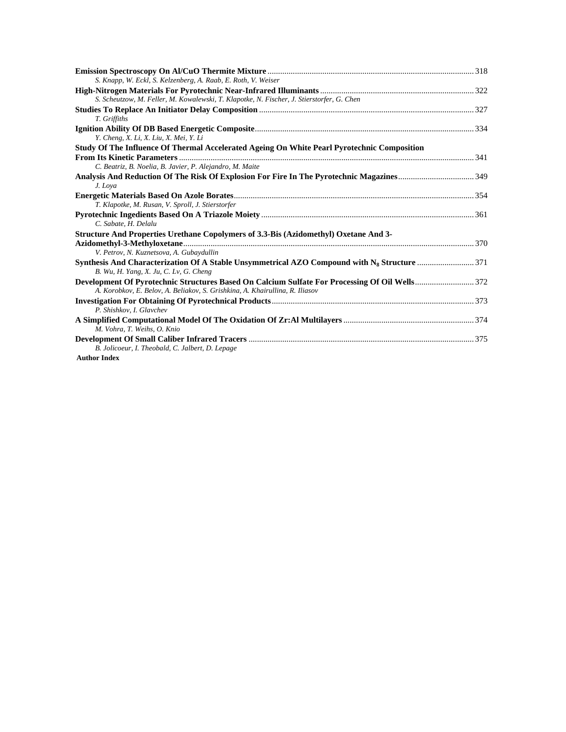**Emission Spectroscopy On Al/CuO Thermite Mixture** ........................................................................................................ 318
*S. Knapp, W. Eckl, S. Kelzenberg, A. Raab, E. Roth, V. Weiser*

**High-Nitrogen Materials For Pyrotechnic Near-Infrared Illuminants** ........................................................................ 322
*S. Scheutzow, M. Feller, M. Kowalewski, T. Klapotke, N. Fischer, J. Stierstorfer, G. Chen*

**Studies To Replace An Initiator Delay Composition** ........................................................................................................ 327
*T. Griffiths*

**Ignition Ability Of DB Based Energetic Composite** ........................................................................................................ 334
*Y. Cheng, X. Li, X. Liu, X. Mei, Y. Li*

**Study Of The Influence Of Thermal Accelerated Ageing On White Pearl Pyrotechnic Composition From Its Kinetic Parameters** ........................................................................................................ 341
*C. Beatriz, B. Noelia, B. Javier, P. Alejandro, M. Maite*

**Analysis And Reduction Of The Risk Of Explosion For Fire In The Pyrotechnic Magazines** ........................................ 349
*J. Loya*

**Energetic Materials Based On Azole Borates** ........................................................................................................ 354
*T. Klapotke, M. Rusan, V. Sproll, J. Stierstorfer*

**Pyrotechnic Ingedients Based On A Triazole Moiety** ........................................................................................................ 361
*C. Sabate, H. Delalu*

**Structure And Properties Urethane Copolymers of 3.3-Bis (Azidomethyl) Oxetane And 3-Azidomethyl-3-Methyloxetane** ........................................................................................................ 370
*V. Petrov, N. Kuznetsova, A. Gubaydullin*

**Synthesis And Characterization Of A Stable Unsymmetrical AZO Compound with $N_8$ Structure** ........................... 371
*B. Wu, H. Yang, X. Ju, C. Lv, G. Cheng*

**Development Of Pyrotechnic Structures Based On Calcium Sulfate For Processing Of Oil Wells** ............................ 372
*A. Korobkov, E. Belov, A. Beliakov, S. Grishkina, A. Khairullina, R. Iliasov*

**Investigation For Obtaining Of Pyrotechnical Products** ........................................................................................................ 373
*P. Shishkov, I. Glavchev*

**A Simplified Computational Model Of The Oxidation Of Zr:Al Multilayers** ................................................................ 374
*M. Vohra, T. Weihs, O. Knio*

**Development Of Small Caliber Infrared Tracers** ........................................................................................................ 375
*B. Jolicoeur, I. Theobald, C. Jalbert, D. Lepage*

**Author Index**